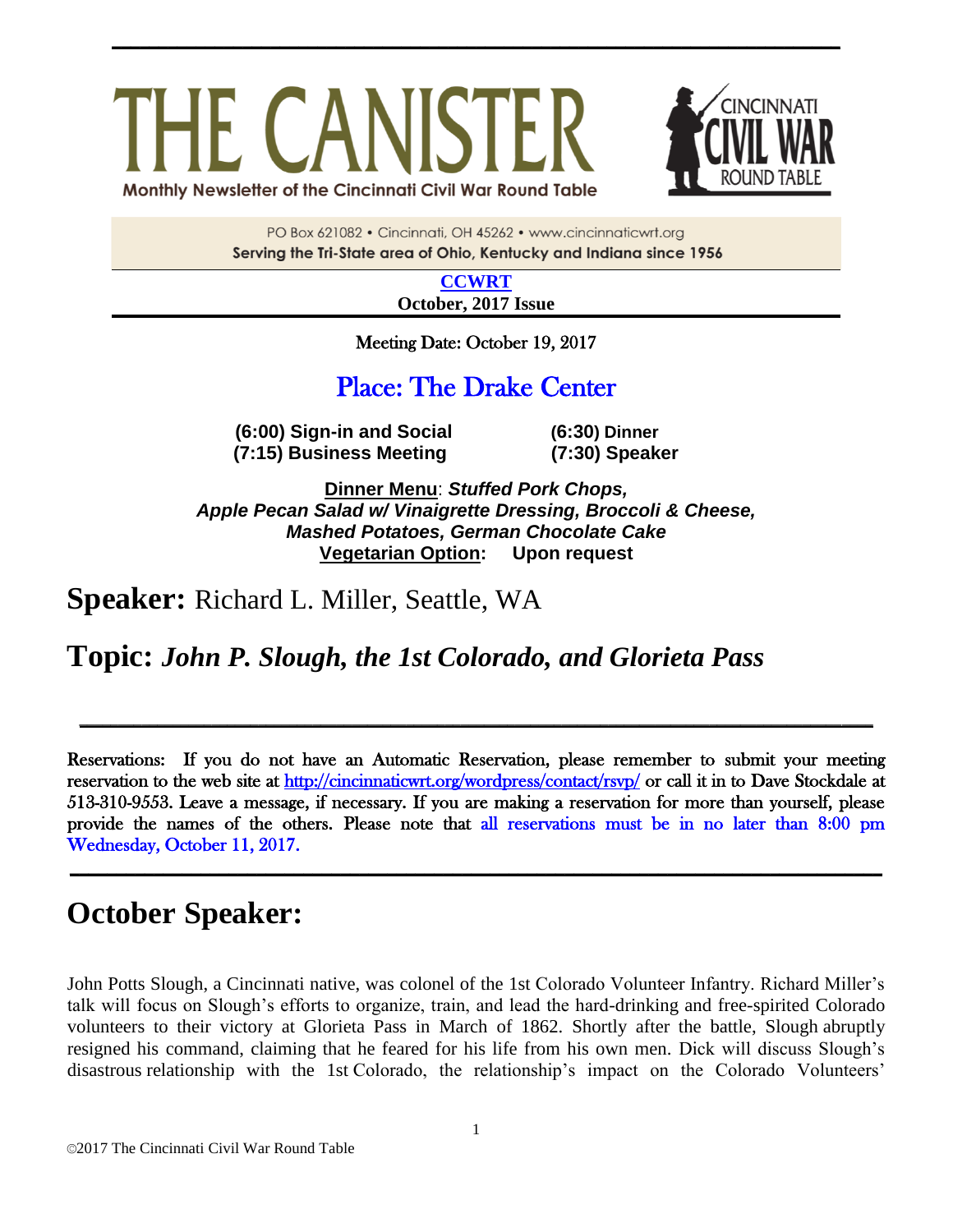# THE CANISTER

Monthly Newsletter of the Cincinnati Civil War Round Table

CINCINNATI CIVIL WAR ROUND TABLE

PO Box 621082 • Cincinnati, OH 45262 • www.cincinnaticwrt.org

**Serving the Tri-State area of Ohio, Kentucky and Indiana since 1956**

**CCWRT**

**October, 2017 Issue**

Meeting Date: October 19, 2017

## Place: The Drake Center

**(6:00) Sign-in and Social** **(6:30) Dinner**
**(7:15) Business Meeting** **(7:30) Speaker**

**Dinner Menu**: ***Stuffed Pork Chops, Apple Pecan Salad w/ Vinaigrette Dressing, Broccoli & Cheese, Mashed Potatoes, German Chocolate Cake***
**Vegetarian Option: Upon request**

## Speaker: Richard L. Miller, Seattle, WA

## Topic: *John P. Slough, the 1st Colorado, and Glorieta Pass*

---

Reservations: If you do not have an Automatic Reservation, please remember to submit your meeting reservation to the web site at http://cincinnaticwrt.org/wordpress/contact/rsvp/ or call it in to Dave Stockdale at 513-310-9553. Leave a message, if necessary. If you are making a reservation for more than yourself, please provide the names of the others. Please note that all reservations must be in no later than 8:00 pm Wednesday, October 11, 2017.

---

# October Speaker:

John Potts Slough, a Cincinnati native, was colonel of the 1st Colorado Volunteer Infantry. Richard Miller's talk will focus on Slough's efforts to organize, train, and lead the hard-drinking and free-spirited Colorado volunteers to their victory at Glorieta Pass in March of 1862. Shortly after the battle, Slough abruptly resigned his command, claiming that he feared for his life from his own men. Dick will discuss Slough's disastrous relationship with the 1st Colorado, the relationship's impact on the Colorado Volunteers'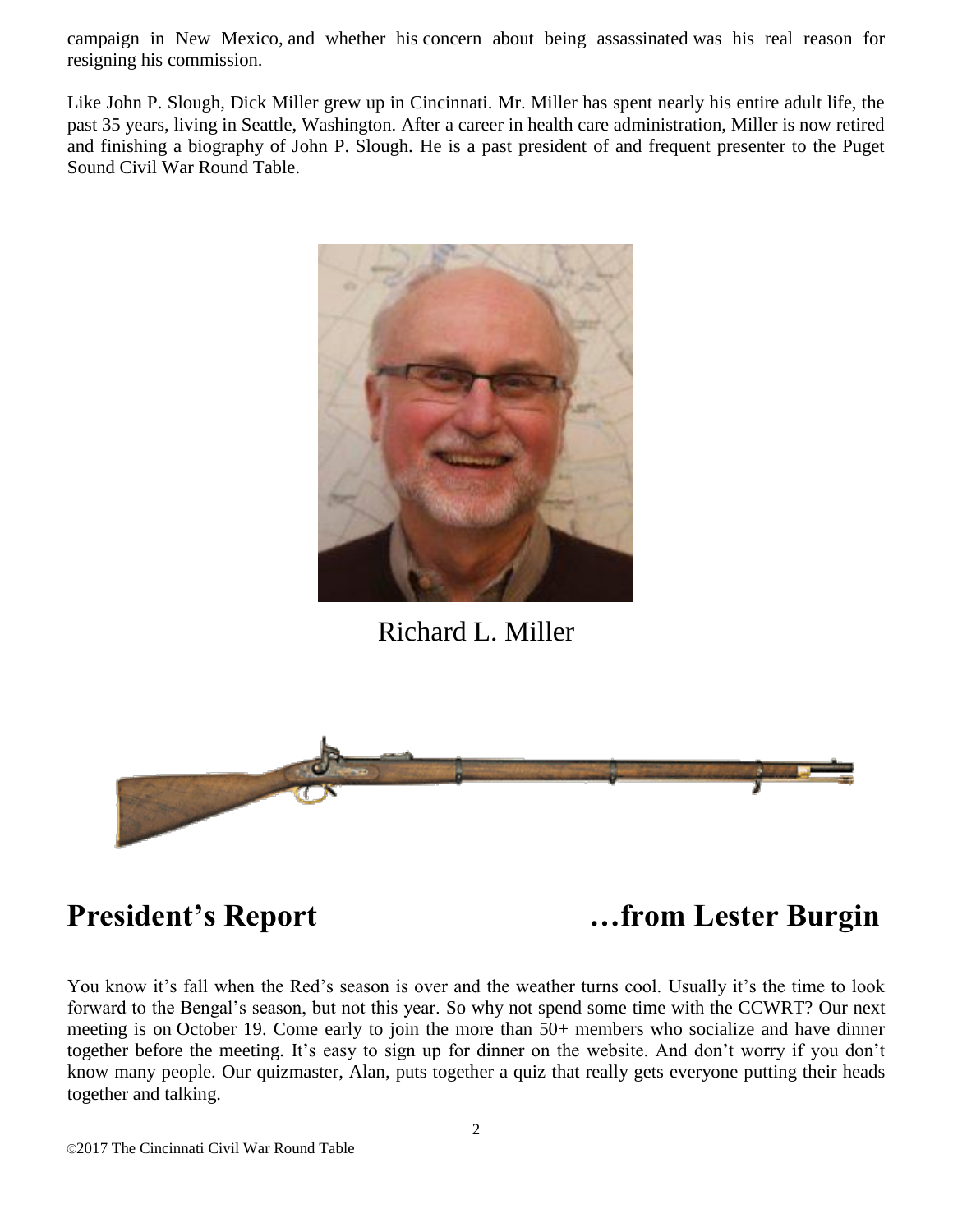campaign in New Mexico, and whether his concern about being assassinated was his real reason for resigning his commission.

Like John P. Slough, Dick Miller grew up in Cincinnati. Mr. Miller has spent nearly his entire adult life, the past 35 years, living in Seattle, Washington. After a career in health care administration, Miller is now retired and finishing a biography of John P. Slough. He is a past president of and frequent presenter to the Puget Sound Civil War Round Table.

Richard L. Miller

## President's Report …from Lester Burgin

You know it's fall when the Red's season is over and the weather turns cool. Usually it's the time to look forward to the Bengal's season, but not this year. So why not spend some time with the CCWRT? Our next meeting is on October 19. Come early to join the more than 50+ members who socialize and have dinner together before the meeting. It's easy to sign up for dinner on the website. And don't worry if you don't know many people. Our quizmaster, Alan, puts together a quiz that really gets everyone putting their heads together and talking.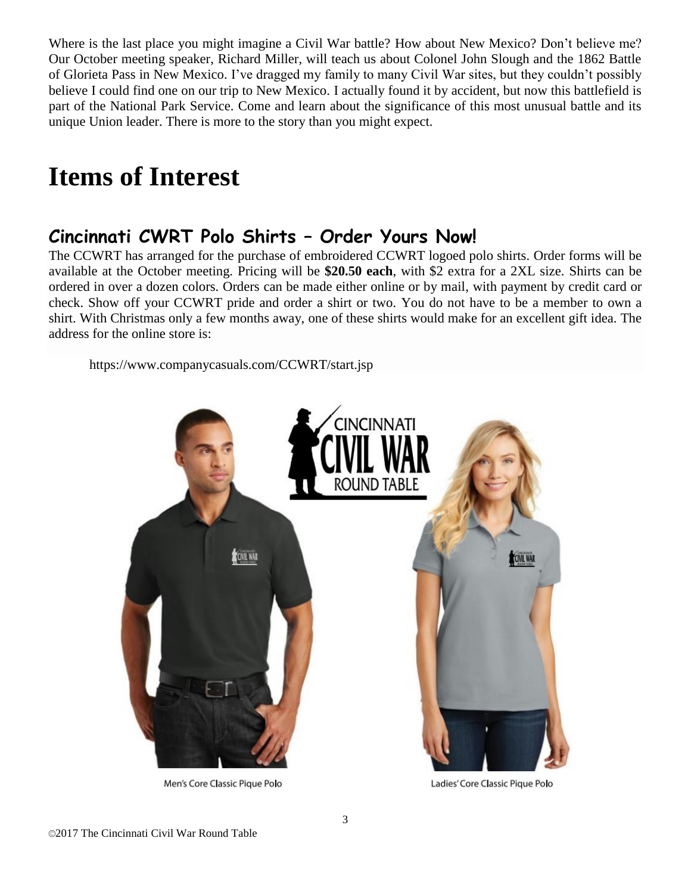Where is the last place you might imagine a Civil War battle? How about New Mexico? Don't believe me? Our October meeting speaker, Richard Miller, will teach us about Colonel John Slough and the 1862 Battle of Glorieta Pass in New Mexico. I've dragged my family to many Civil War sites, but they couldn't possibly believe I could find one on our trip to New Mexico. I actually found it by accident, but now this battlefield is part of the National Park Service. Come and learn about the significance of this most unusual battle and its unique Union leader. There is more to the story than you might expect.

# Items of Interest

## Cincinnati CWRT Polo Shirts – Order Yours Now!

The CCWRT has arranged for the purchase of embroidered CCWRT logoed polo shirts. Order forms will be available at the October meeting. Pricing will be **$20.50 each**, with $2 extra for a 2XL size. Shirts can be ordered in over a dozen colors. Orders can be made either online or by mail, with payment by credit card or check. Show off your CCWRT pride and order a shirt or two. You do not have to be a member to own a shirt. With Christmas only a few months away, one of these shirts would make for an excellent gift idea. The address for the online store is:

https://www.companycasuals.com/CCWRT/start.jsp

Men's Core Classic Pique Polo

Ladies' Core Classic Pique Polo

©2017 The Cincinnati Civil War Round Table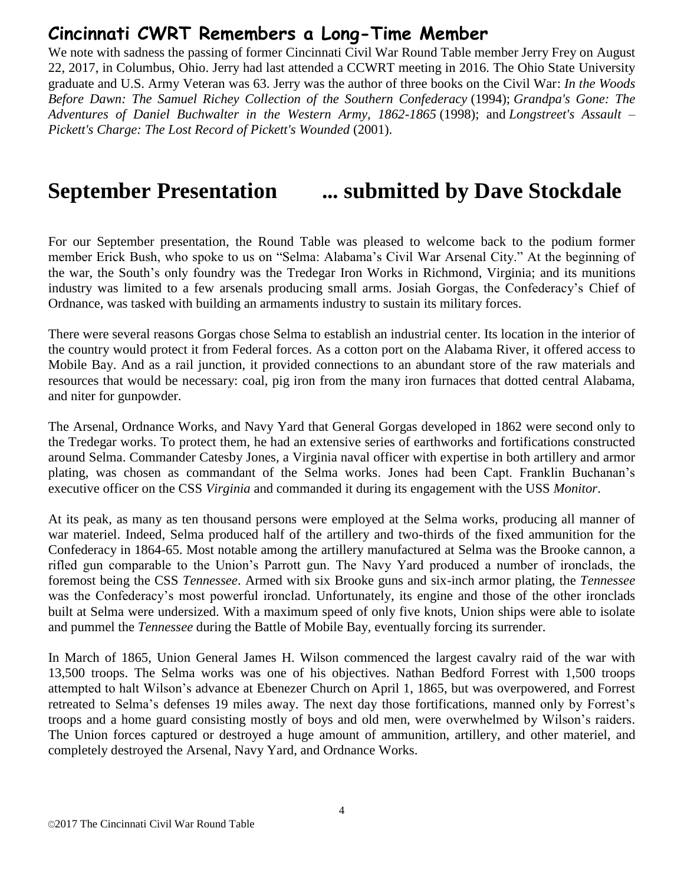## Cincinnati CWRT Remembers a Long-Time Member

We note with sadness the passing of former Cincinnati Civil War Round Table member Jerry Frey on August 22, 2017, in Columbus, Ohio. Jerry had last attended a CCWRT meeting in 2016. The Ohio State University graduate and U.S. Army Veteran was 63. Jerry was the author of three books on the Civil War: *In the Woods Before Dawn: The Samuel Richey Collection of the Southern Confederacy* (1994); *Grandpa's Gone: The Adventures of Daniel Buchwalter in the Western Army, 1862-1865* (1998); and *Longstreet's Assault – Pickett's Charge: The Lost Record of Pickett's Wounded* (2001).

# September Presentation ... submitted by Dave Stockdale

For our September presentation, the Round Table was pleased to welcome back to the podium former member Erick Bush, who spoke to us on "Selma: Alabama's Civil War Arsenal City." At the beginning of the war, the South's only foundry was the Tredegar Iron Works in Richmond, Virginia; and its munitions industry was limited to a few arsenals producing small arms. Josiah Gorgas, the Confederacy's Chief of Ordnance, was tasked with building an armaments industry to sustain its military forces.

There were several reasons Gorgas chose Selma to establish an industrial center. Its location in the interior of the country would protect it from Federal forces. As a cotton port on the Alabama River, it offered access to Mobile Bay. And as a rail junction, it provided connections to an abundant store of the raw materials and resources that would be necessary: coal, pig iron from the many iron furnaces that dotted central Alabama, and niter for gunpowder.

The Arsenal, Ordnance Works, and Navy Yard that General Gorgas developed in 1862 were second only to the Tredegar works. To protect them, he had an extensive series of earthworks and fortifications constructed around Selma. Commander Catesby Jones, a Virginia naval officer with expertise in both artillery and armor plating, was chosen as commandant of the Selma works. Jones had been Capt. Franklin Buchanan's executive officer on the CSS *Virginia* and commanded it during its engagement with the USS *Monitor*.

At its peak, as many as ten thousand persons were employed at the Selma works, producing all manner of war materiel. Indeed, Selma produced half of the artillery and two-thirds of the fixed ammunition for the Confederacy in 1864-65. Most notable among the artillery manufactured at Selma was the Brooke cannon, a rifled gun comparable to the Union's Parrott gun. The Navy Yard produced a number of ironclads, the foremost being the CSS *Tennessee*. Armed with six Brooke guns and six-inch armor plating, the *Tennessee* was the Confederacy's most powerful ironclad. Unfortunately, its engine and those of the other ironclads built at Selma were undersized. With a maximum speed of only five knots, Union ships were able to isolate and pummel the *Tennessee* during the Battle of Mobile Bay, eventually forcing its surrender.

In March of 1865, Union General James H. Wilson commenced the largest cavalry raid of the war with 13,500 troops. The Selma works was one of his objectives. Nathan Bedford Forrest with 1,500 troops attempted to halt Wilson's advance at Ebenezer Church on April 1, 1865, but was overpowered, and Forrest retreated to Selma's defenses 19 miles away. The next day those fortifications, manned only by Forrest's troops and a home guard consisting mostly of boys and old men, were overwhelmed by Wilson's raiders. The Union forces captured or destroyed a huge amount of ammunition, artillery, and other materiel, and completely destroyed the Arsenal, Navy Yard, and Ordnance Works.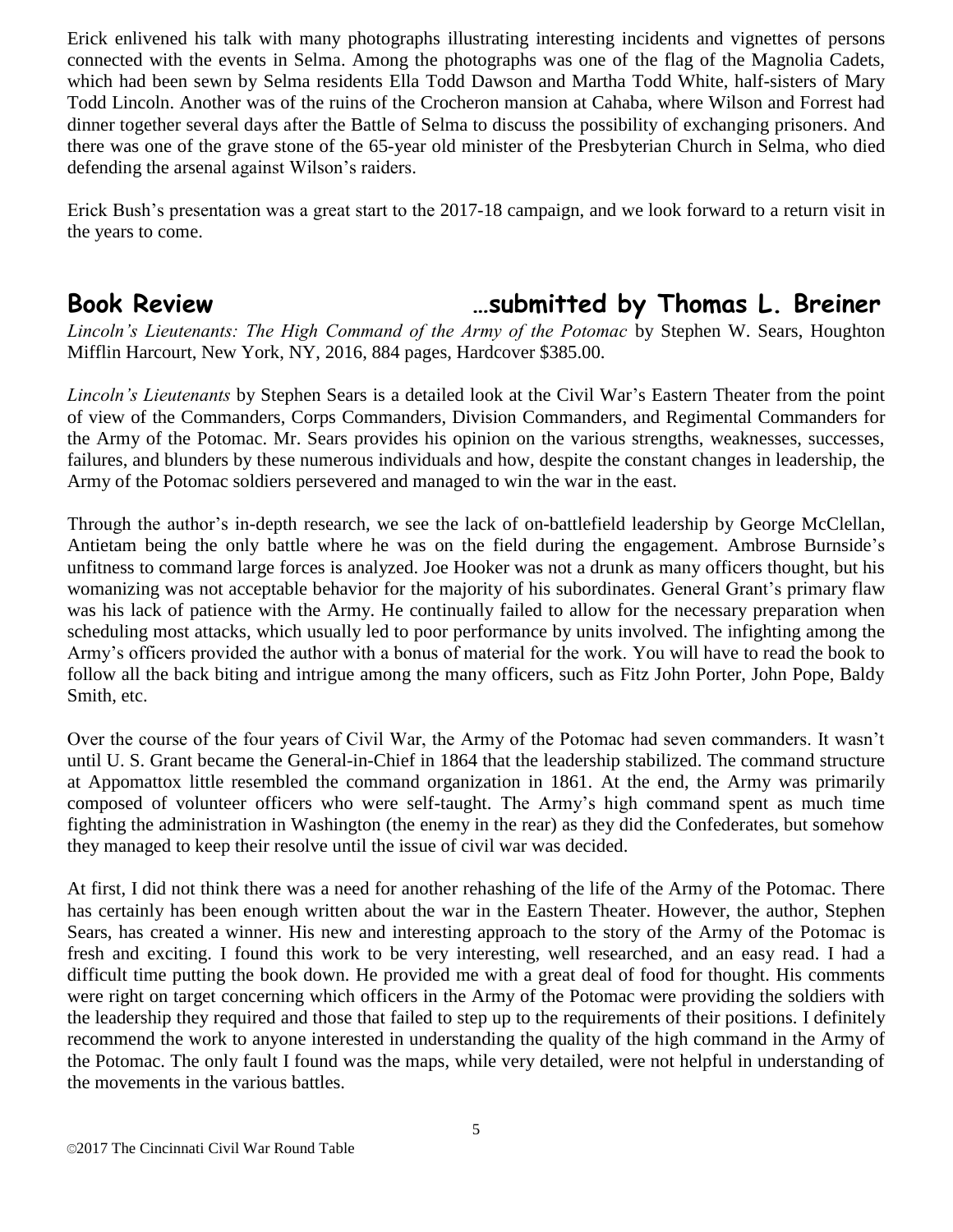Erick enlivened his talk with many photographs illustrating interesting incidents and vignettes of persons connected with the events in Selma. Among the photographs was one of the flag of the Magnolia Cadets, which had been sewn by Selma residents Ella Todd Dawson and Martha Todd White, half-sisters of Mary Todd Lincoln. Another was of the ruins of the Crocheron mansion at Cahaba, where Wilson and Forrest had dinner together several days after the Battle of Selma to discuss the possibility of exchanging prisoners. And there was one of the grave stone of the 65-year old minister of the Presbyterian Church in Selma, who died defending the arsenal against Wilson's raiders.

Erick Bush's presentation was a great start to the 2017-18 campaign, and we look forward to a return visit in the years to come.

## Book Review …submitted by Thomas L. Breiner

*Lincoln's Lieutenants: The High Command of the Army of the Potomac* by Stephen W. Sears, Houghton Mifflin Harcourt, New York, NY, 2016, 884 pages, Hardcover $385.00.

*Lincoln's Lieutenants* by Stephen Sears is a detailed look at the Civil War's Eastern Theater from the point of view of the Commanders, Corps Commanders, Division Commanders, and Regimental Commanders for the Army of the Potomac. Mr. Sears provides his opinion on the various strengths, weaknesses, successes, failures, and blunders by these numerous individuals and how, despite the constant changes in leadership, the Army of the Potomac soldiers persevered and managed to win the war in the east.

Through the author's in-depth research, we see the lack of on-battlefield leadership by George McClellan, Antietam being the only battle where he was on the field during the engagement. Ambrose Burnside's unfitness to command large forces is analyzed. Joe Hooker was not a drunk as many officers thought, but his womanizing was not acceptable behavior for the majority of his subordinates. General Grant's primary flaw was his lack of patience with the Army. He continually failed to allow for the necessary preparation when scheduling most attacks, which usually led to poor performance by units involved. The infighting among the Army's officers provided the author with a bonus of material for the work. You will have to read the book to follow all the back biting and intrigue among the many officers, such as Fitz John Porter, John Pope, Baldy Smith, etc.

Over the course of the four years of Civil War, the Army of the Potomac had seven commanders. It wasn't until U. S. Grant became the General-in-Chief in 1864 that the leadership stabilized. The command structure at Appomattox little resembled the command organization in 1861. At the end, the Army was primarily composed of volunteer officers who were self-taught. The Army's high command spent as much time fighting the administration in Washington (the enemy in the rear) as they did the Confederates, but somehow they managed to keep their resolve until the issue of civil war was decided.

At first, I did not think there was a need for another rehashing of the life of the Army of the Potomac. There has certainly has been enough written about the war in the Eastern Theater. However, the author, Stephen Sears, has created a winner. His new and interesting approach to the story of the Army of the Potomac is fresh and exciting. I found this work to be very interesting, well researched, and an easy read. I had a difficult time putting the book down. He provided me with a great deal of food for thought. His comments were right on target concerning which officers in the Army of the Potomac were providing the soldiers with the leadership they required and those that failed to step up to the requirements of their positions. I definitely recommend the work to anyone interested in understanding the quality of the high command in the Army of the Potomac. The only fault I found was the maps, while very detailed, were not helpful in understanding of the movements in the various battles.

©2017 The Cincinnati Civil War Round Table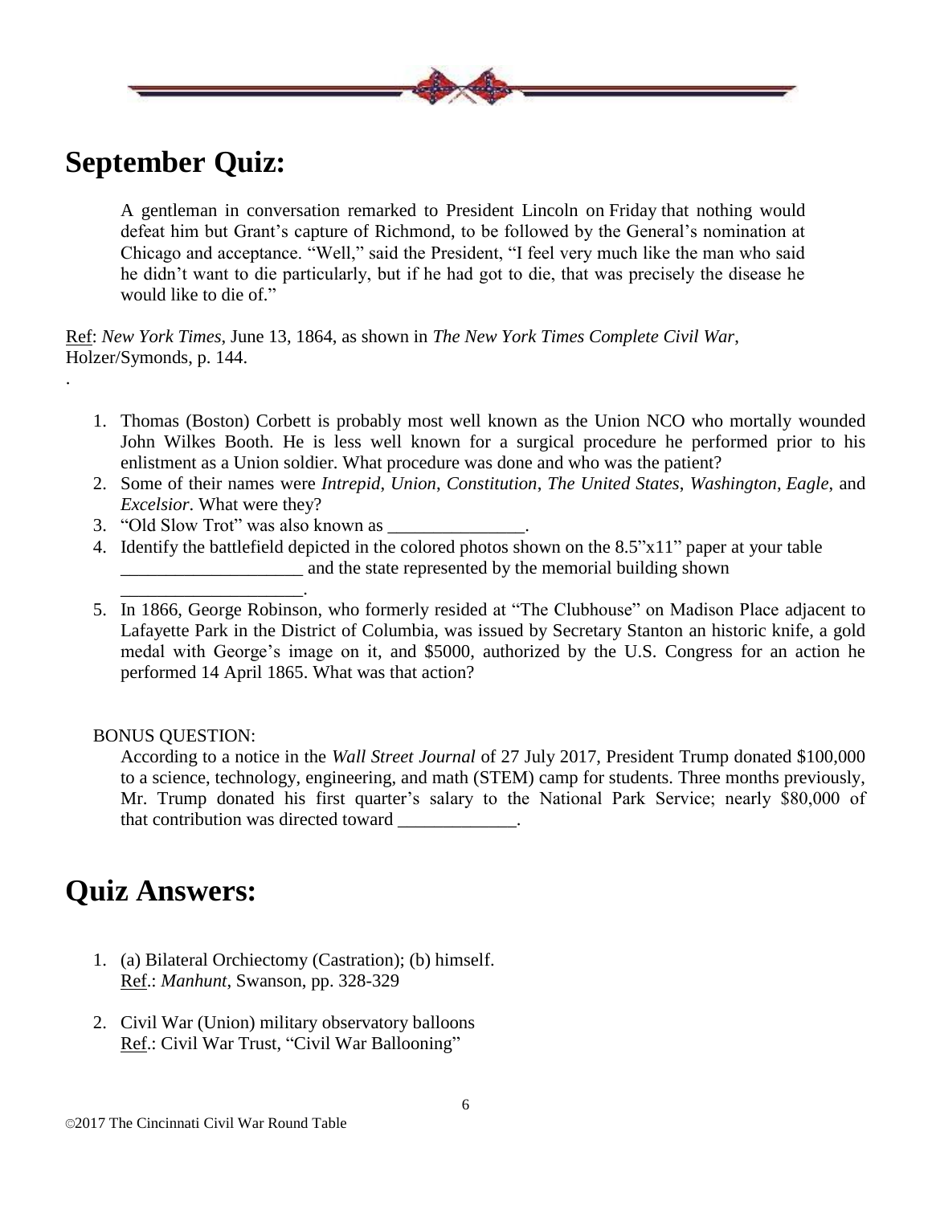# September Quiz:

> A gentleman in conversation remarked to President Lincoln on Friday that nothing would defeat him but Grant's capture of Richmond, to be followed by the General's nomination at Chicago and acceptance. "Well," said the President, "I feel very much like the man who said he didn't want to die particularly, but if he had got to die, that was precisely the disease he would like to die of."

Ref: *New York Times*, June 13, 1864, as shown in *The New York Times Complete Civil War*, Holzer/Symonds, p. 144.

.

1. Thomas (Boston) Corbett is probably most well known as the Union NCO who mortally wounded John Wilkes Booth. He is less well known for a surgical procedure he performed prior to his enlistment as a Union soldier. What procedure was done and who was the patient?
2. Some of their names were *Intrepid*, *Union*, *Constitution*, *The United States*, *Washington*, *Eagle*, and *Excelsior*. What were they?
3. "Old Slow Trot" was also known as _______________.
4. Identify the battlefield depicted in the colored photos shown on the 8.5"x11" paper at your table ____________________ and the state represented by the memorial building shown ____________________.
5. In 1866, George Robinson, who formerly resided at "The Clubhouse" on Madison Place adjacent to Lafayette Park in the District of Columbia, was issued by Secretary Stanton an historic knife, a gold medal with George's image on it, and $5000, authorized by the U.S. Congress for an action he performed 14 April 1865. What was that action?

BONUS QUESTION:

According to a notice in the *Wall Street Journal* of 27 July 2017, President Trump donated $100,000 to a science, technology, engineering, and math (STEM) camp for students. Three months previously, Mr. Trump donated his first quarter's salary to the National Park Service; nearly $80,000 of that contribution was directed toward _____________.

# Quiz Answers:

1. (a) Bilateral Orchiectomy (Castration); (b) himself.
   Ref.: *Manhunt*, Swanson, pp. 328-329

2. Civil War (Union) military observatory balloons
   Ref.: Civil War Trust, "Civil War Ballooning"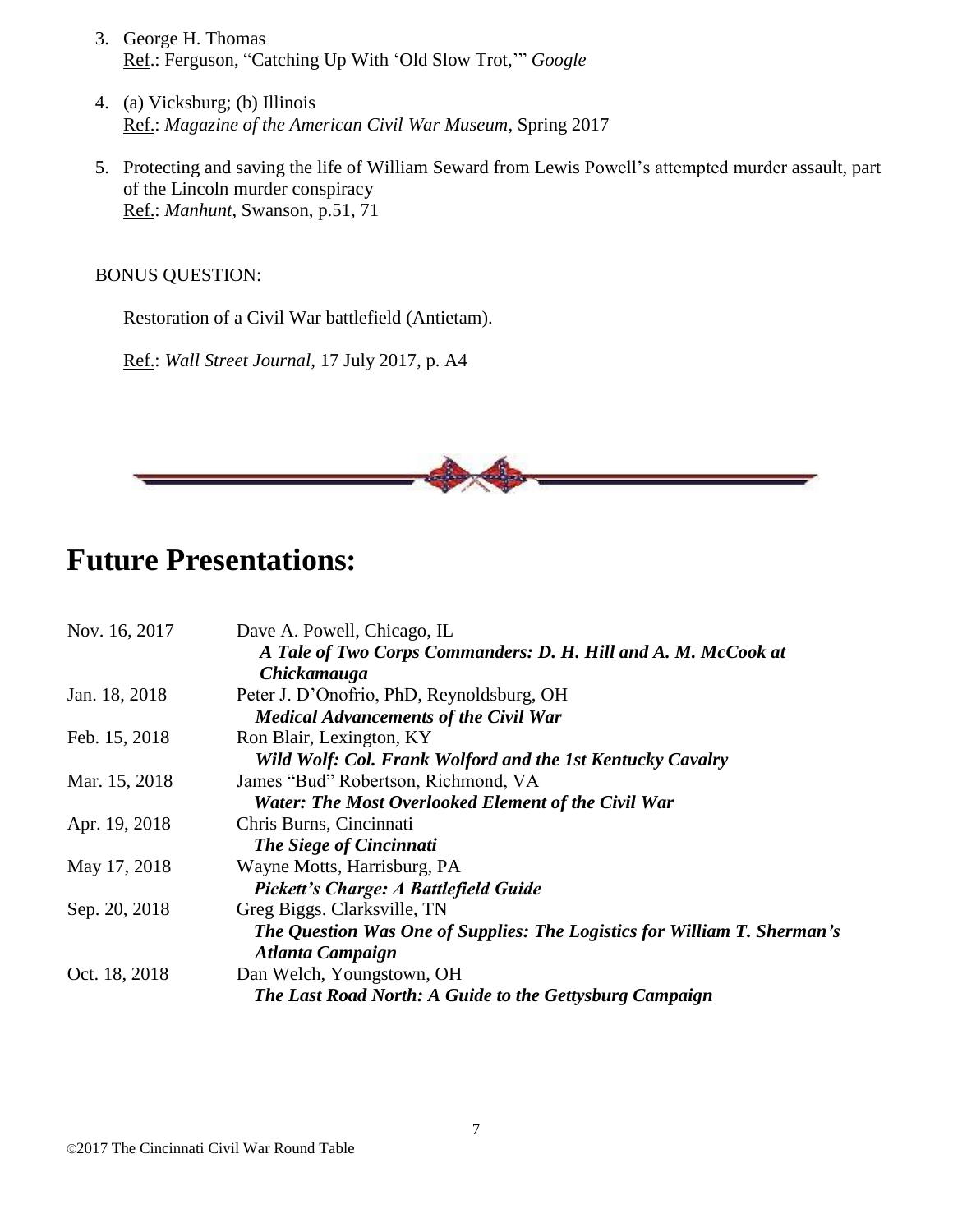3. George H. Thomas
   Ref.: Ferguson, "Catching Up With 'Old Slow Trot,'" *Google*

4. (a) Vicksburg; (b) Illinois
   Ref.: *Magazine of the American Civil War Museum*, Spring 2017

5. Protecting and saving the life of William Seward from Lewis Powell's attempted murder assault, part of the Lincoln murder conspiracy
   Ref.: *Manhunt*, Swanson, p.51, 71

BONUS QUESTION:

Restoration of a Civil War battlefield (Antietam).

Ref.: *Wall Street Journal*, 17 July 2017, p. A4

# Future Presentations:

| | |
|---|---|
| Nov. 16, 2017 | Dave A. Powell, Chicago, IL<br>***A Tale of Two Corps Commanders: D. H. Hill and A. M. McCook at Chickamauga*** |
| Jan. 18, 2018 | Peter J. D'Onofrio, PhD, Reynoldsburg, OH<br>***Medical Advancements of the Civil War*** |
| Feb. 15, 2018 | Ron Blair, Lexington, KY<br>***Wild Wolf: Col. Frank Wolford and the 1st Kentucky Cavalry*** |
| Mar. 15, 2018 | James "Bud" Robertson, Richmond, VA<br>***Water: The Most Overlooked Element of the Civil War*** |
| Apr. 19, 2018 | Chris Burns, Cincinnati<br>***The Siege of Cincinnati*** |
| May 17, 2018 | Wayne Motts, Harrisburg, PA<br>***Pickett's Charge: A Battlefield Guide*** |
| Sep. 20, 2018 | Greg Biggs. Clarksville, TN<br>***The Question Was One of Supplies: The Logistics for William T. Sherman's Atlanta Campaign*** |
| Oct. 18, 2018 | Dan Welch, Youngstown, OH<br>***The Last Road North: A Guide to the Gettysburg Campaign*** |

©2017 The Cincinnati Civil War Round Table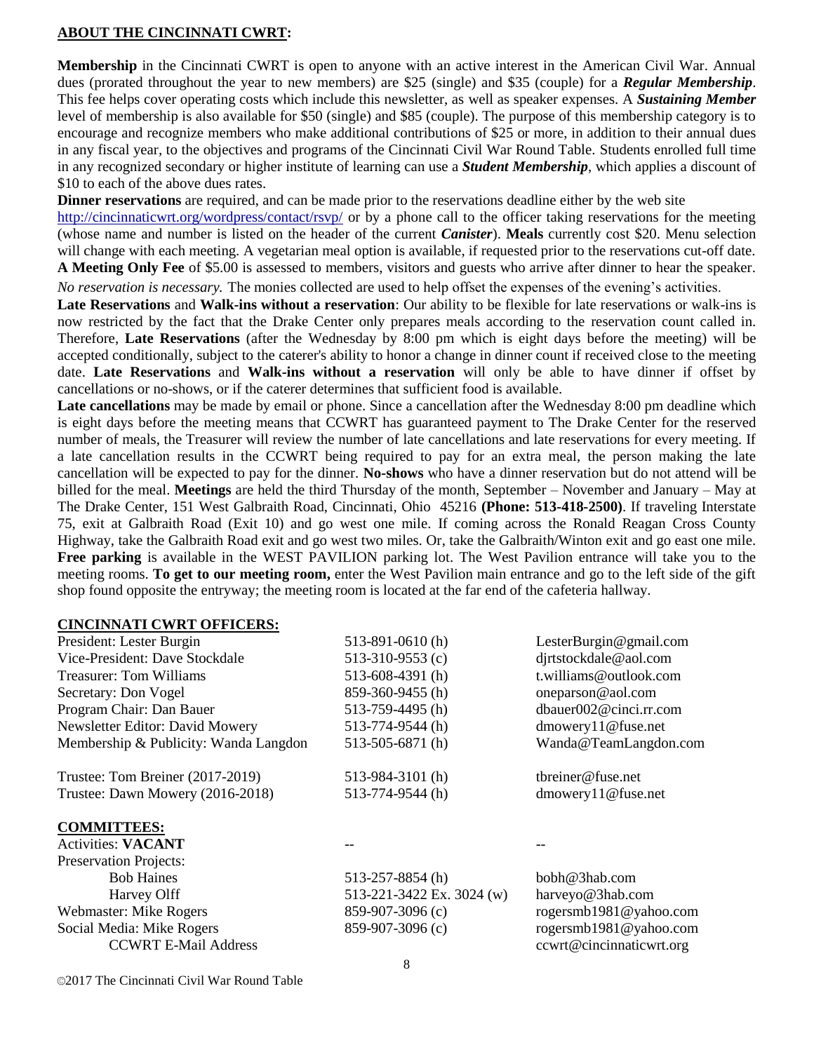## ABOUT THE CINCINNATI CWRT:

**Membership** in the Cincinnati CWRT is open to anyone with an active interest in the American Civil War. Annual dues (prorated throughout the year to new members) are $25 (single) and $35 (couple) for a ***Regular Membership***. This fee helps cover operating costs which include this newsletter, as well as speaker expenses. A ***Sustaining Member*** level of membership is also available for $50 (single) and $85 (couple). The purpose of this membership category is to encourage and recognize members who make additional contributions of $25 or more, in addition to their annual dues in any fiscal year, to the objectives and programs of the Cincinnati Civil War Round Table. Students enrolled full time in any recognized secondary or higher institute of learning can use a ***Student Membership***, which applies a discount of $10 to each of the above dues rates.

**Dinner reservations** are required, and can be made prior to the reservations deadline either by the web site http://cincinnaticwrt.org/wordpress/contact/rsvp/ or by a phone call to the officer taking reservations for the meeting (whose name and number is listed on the header of the current ***Canister***). **Meals** currently cost $20. Menu selection will change with each meeting. A vegetarian meal option is available, if requested prior to the reservations cut-off date. **A Meeting Only Fee** of $5.00 is assessed to members, visitors and guests who arrive after dinner to hear the speaker. *No reservation is necessary.* The monies collected are used to help offset the expenses of the evening's activities.

**Late Reservations** and **Walk-ins without a reservation**: Our ability to be flexible for late reservations or walk-ins is now restricted by the fact that the Drake Center only prepares meals according to the reservation count called in. Therefore, **Late Reservations** (after the Wednesday by 8:00 pm which is eight days before the meeting) will be accepted conditionally, subject to the caterer's ability to honor a change in dinner count if received close to the meeting date. **Late Reservations** and **Walk-ins without a reservation** will only be able to have dinner if offset by cancellations or no-shows, or if the caterer determines that sufficient food is available.

**Late cancellations** may be made by email or phone. Since a cancellation after the Wednesday 8:00 pm deadline which is eight days before the meeting means that CCWRT has guaranteed payment to The Drake Center for the reserved number of meals, the Treasurer will review the number of late cancellations and late reservations for every meeting. If a late cancellation results in the CCWRT being required to pay for an extra meal, the person making the late cancellation will be expected to pay for the dinner. **No-shows** who have a dinner reservation but do not attend will be billed for the meal. **Meetings** are held the third Thursday of the month, September – November and January – May at The Drake Center, 151 West Galbraith Road, Cincinnati, Ohio 45216 **(Phone: 513-418-2500)**. If traveling Interstate 75, exit at Galbraith Road (Exit 10) and go west one mile. If coming across the Ronald Reagan Cross County Highway, take the Galbraith Road exit and go west two miles. Or, take the Galbraith/Winton exit and go east one mile. **Free parking** is available in the WEST PAVILION parking lot. The West Pavilion entrance will take you to the meeting rooms. **To get to our meeting room,** enter the West Pavilion main entrance and go to the left side of the gift shop found opposite the entryway; the meeting room is located at the far end of the cafeteria hallway.

## CINCINNATI CWRT OFFICERS:

| | | |
|---|---|---|
| President: Lester Burgin | 513-891-0610 (h) | LesterBurgin@gmail.com |
| Vice-President: Dave Stockdale | 513-310-9553 (c) | djrtstockdale@aol.com |
| Treasurer: Tom Williams | 513-608-4391 (h) | t.williams@outlook.com |
| Secretary: Don Vogel | 859-360-9455 (h) | oneparson@aol.com |
| Program Chair: Dan Bauer | 513-759-4495 (h) | dbauer002@cinci.rr.com |
| Newsletter Editor: David Mowery | 513-774-9544 (h) | dmowery11@fuse.net |
| Membership & Publicity: Wanda Langdon | 513-505-6871 (h) | Wanda@TeamLangdon.com |
| Trustee: Tom Breiner (2017-2019) | 513-984-3101 (h) | tbreiner@fuse.net |
| Trustee: Dawn Mowery (2016-2018) | 513-774-9544 (h) | dmowery11@fuse.net |

## COMMITTEES:

| | | |
|---|---|---|
| Activities: **VACANT** | -- | -- |
| Preservation Projects: | | |
| Bob Haines | 513-257-8854 (h) | bobh@3hab.com |
| Harvey Olff | 513-221-3422 Ex. 3024 (w) | harveyo@3hab.com |
| Webmaster: Mike Rogers | 859-907-3096 (c) | rogersmb1981@yahoo.com |
| Social Media: Mike Rogers | 859-907-3096 (c) | rogersmb1981@yahoo.com |
| CCWRT E-Mail Address | | ccwrt@cincinnaticwrt.org |

©2017 The Cincinnati Civil War Round Table